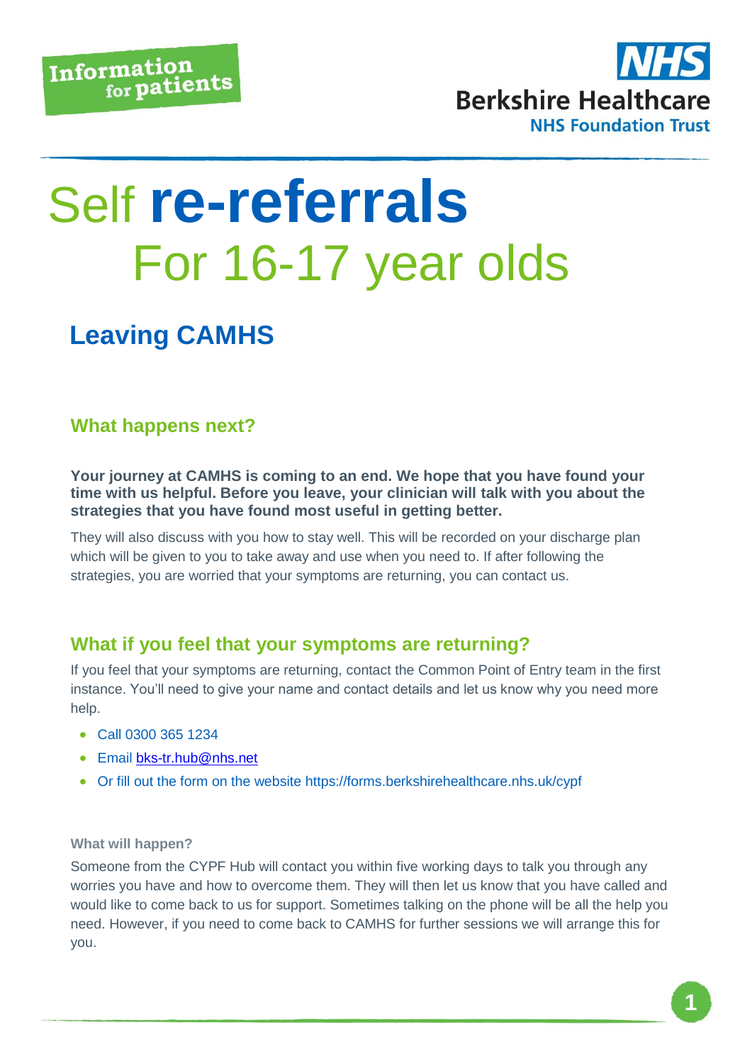Information for patients

**NHS Berkshire Healthcare NHS Foundation Trust**

# Self **re-referrals** For 16-17 year olds

## Leaving CAMHS

### What happens next?

**Your journey at CAMHS is coming to an end. We hope that you have found your time with us helpful. Before you leave, your clinician will talk with you about the strategies that you have found most useful in getting better.**

They will also discuss with you how to stay well. This will be recorded on your discharge plan which will be given to you to take away and use when you need to. If after following the strategies, you are worried that your symptoms are returning, you can contact us.

### What if you feel that your symptoms are returning?

If you feel that your symptoms are returning, contact the Common Point of Entry team in the first instance. You'll need to give your name and contact details and let us know why you need more help.

- Call 0300 365 1234
- Email bks-tr.hub@nhs.net
- Or fill out the form on the website https://forms.berkshirehealthcare.nhs.uk/cypf

#### What will happen?

Someone from the CYPF Hub will contact you within five working days to talk you through any worries you have and how to overcome them. They will then let us know that you have called and would like to come back to us for support. Sometimes talking on the phone will be all the help you need. However, if you need to come back to CAMHS for further sessions we will arrange this for you.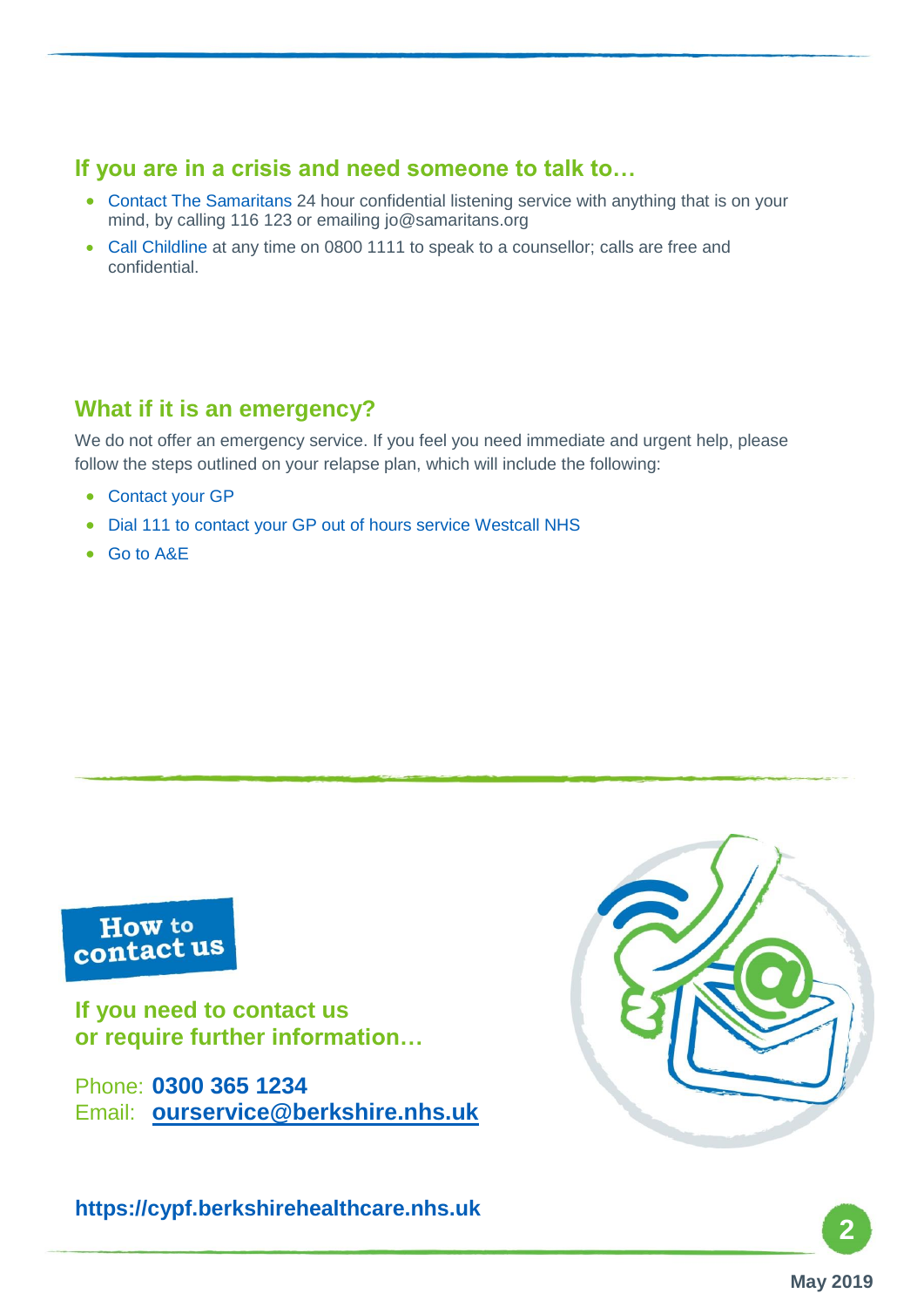## If you are in a crisis and need someone to talk to…

- Contact The Samaritans 24 hour confidential listening service with anything that is on your mind, by calling 116 123 or emailing jo@samaritans.org
- Call Childline at any time on 0800 1111 to speak to a counsellor; calls are free and confidential.

## What if it is an emergency?

We do not offer an emergency service. If you feel you need immediate and urgent help, please follow the steps outlined on your relapse plan, which will include the following:

- Contact your GP
- Dial 111 to contact your GP out of hours service Westcall NHS
- Go to A&E

## How to contact us

### If you need to contact us or require further information…

Phone: **0300 365 1234**
Email: **ourservice@berkshire.nhs.uk**

**https://cypf.berkshirehealthcare.nhs.uk**

May 2019